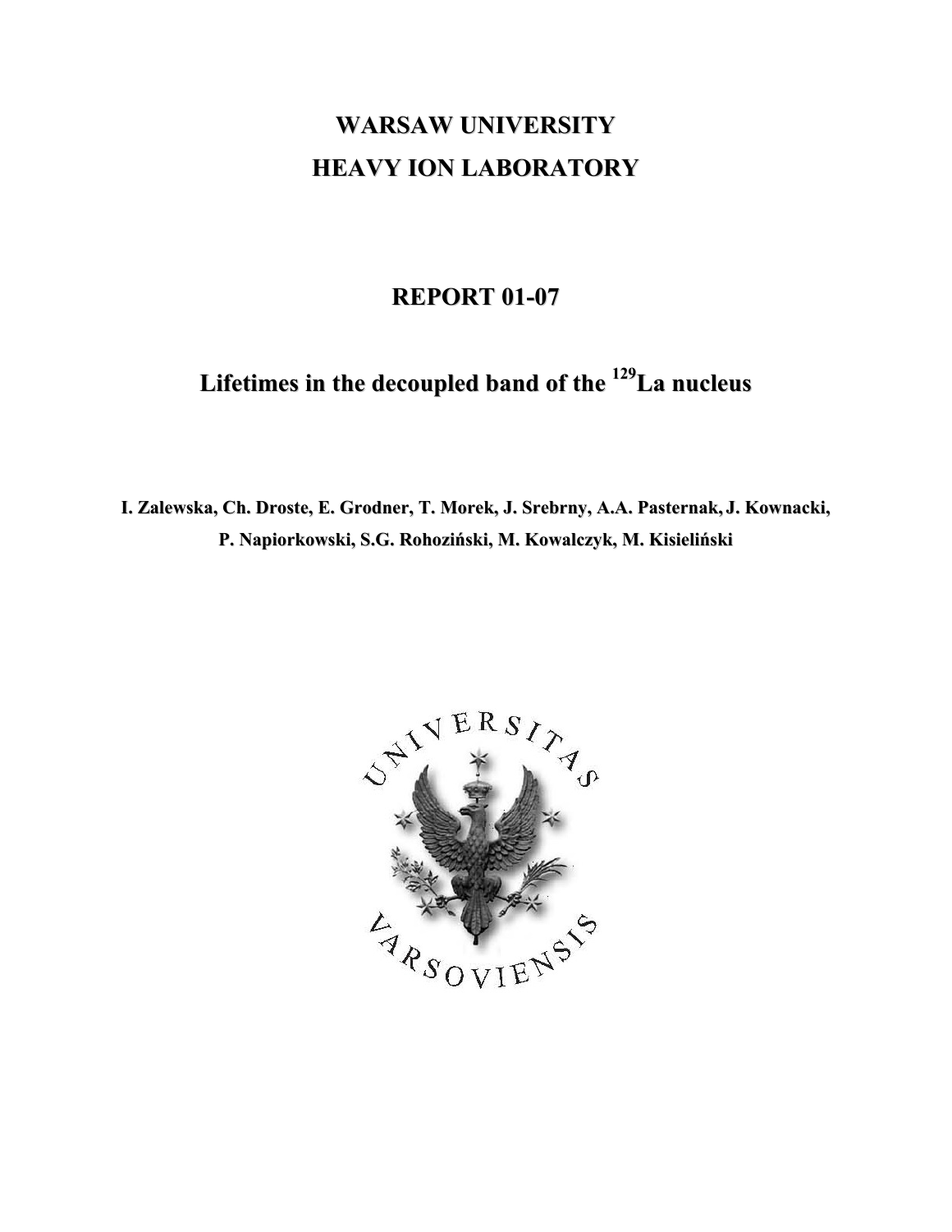# WARSAW UNIVERSITY
# HEAVY ION LABORATORY

## REPORT 01-07

## Lifetimes in the decoupled band of the $^{129}$La nucleus

**I. Zalewska, Ch. Droste, E. Grodner, T. Morek, J. Srebrny, A.A. Pasternak, J. Kownacki, P. Napiorkowski, S.G. Rohoziński, M. Kowalczyk, M. Kisieliński**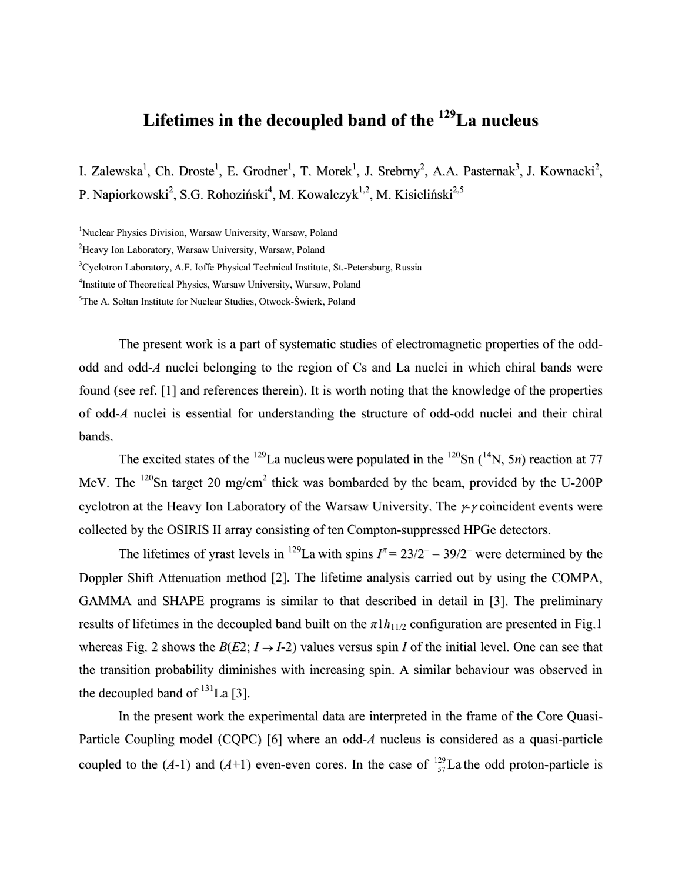# Lifetimes in the decoupled band of the $^{129}$La nucleus

I. Zalewska[1], Ch. Droste[1], E. Grodner[1], T. Morek[1], J. Srebrny[2], A.A. Pasternak[3], J. Kownacki[2], P. Napiorkowski[2], S.G. Rohoziński[4], M. Kowalczyk[1,2], M. Kisieliński[2,5]

[1]Nuclear Physics Division, Warsaw University, Warsaw, Poland

[2]Heavy Ion Laboratory, Warsaw University, Warsaw, Poland

[3]Cyclotron Laboratory, A.F. Ioffe Physical Technical Institute, St.-Petersburg, Russia

[4]Institute of Theoretical Physics, Warsaw University, Warsaw, Poland

[5]The A. Sołtan Institute for Nuclear Studies, Otwock-Świerk, Poland

The present work is a part of systematic studies of electromagnetic properties of the odd-odd and odd-*A* nuclei belonging to the region of Cs and La nuclei in which chiral bands were found (see ref. [1] and references therein). It is worth noting that the knowledge of the properties of odd-*A* nuclei is essential for understanding the structure of odd-odd nuclei and their chiral bands.

The excited states of the $^{129}$La nucleus were populated in the $^{120}$Sn ($^{14}$N, 5*n*) reaction at 77 MeV. The $^{120}$Sn target 20 mg/cm$^2$ thick was bombarded by the beam, provided by the U-200P cyclotron at the Heavy Ion Laboratory of the Warsaw University. The $\gamma$-$\gamma$ coincident events were collected by the OSIRIS II array consisting of ten Compton-suppressed HPGe detectors.

The lifetimes of yrast levels in $^{129}$La with spins $I^{\pi} = 23/2^{-} - 39/2^{-}$ were determined by the Doppler Shift Attenuation method [2]. The lifetime analysis carried out by using the COMPA, GAMMA and SHAPE programs is similar to that described in detail in [3]. The preliminary results of lifetimes in the decoupled band built on the $\pi 1h_{11/2}$ configuration are presented in Fig.1 whereas Fig. 2 shows the $B(E2; I \rightarrow I\text{-}2)$ values versus spin *I* of the initial level. One can see that the transition probability diminishes with increasing spin. A similar behaviour was observed in the decoupled band of $^{131}$La [3].

In the present work the experimental data are interpreted in the frame of the Core Quasi-Particle Coupling model (CQPC) [6] where an odd-*A* nucleus is considered as a quasi-particle coupled to the (*A*-1) and (*A*+1) even-even cores. In the case of $^{129}_{57}$La the odd proton-particle is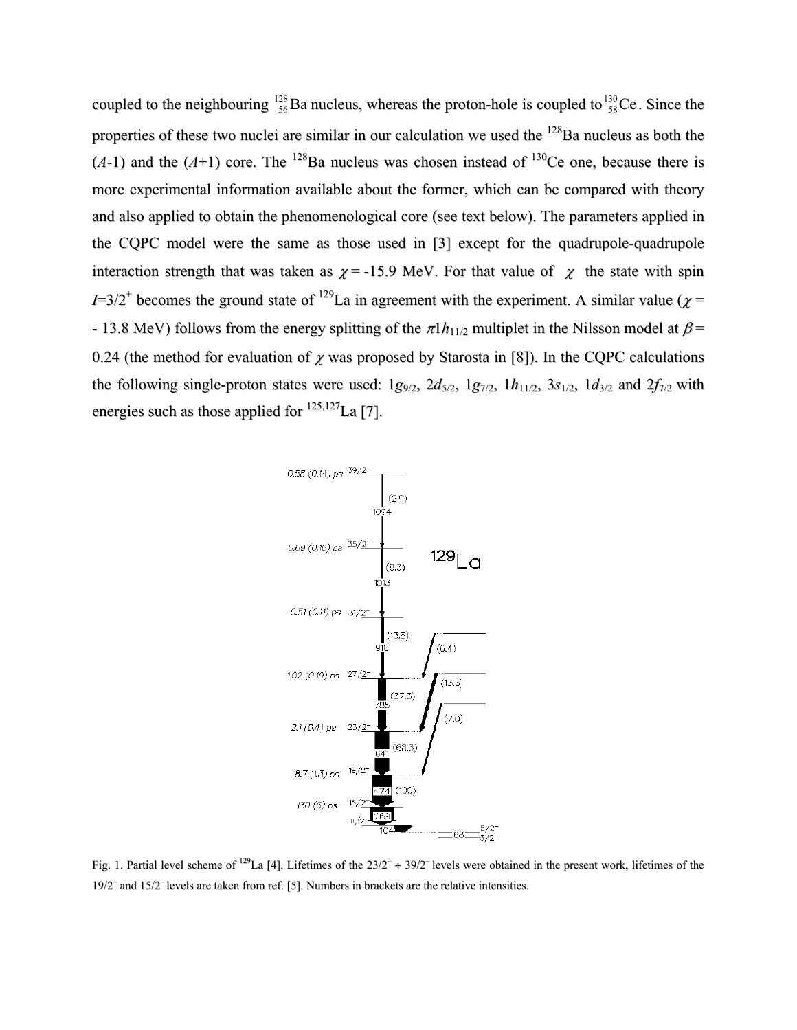coupled to the neighbouring ${}^{128}_{56}$Ba nucleus, whereas the proton-hole is coupled to ${}^{130}_{58}$Ce. Since the properties of these two nuclei are similar in our calculation we used the $^{128}$Ba nucleus as both the ($A$-1) and the ($A$+1) core. The $^{128}$Ba nucleus was chosen instead of $^{130}$Ce one, because there is more experimental information available about the former, which can be compared with theory and also applied to obtain the phenomenological core (see text below). The parameters applied in the CQPC model were the same as those used in [3] except for the quadrupole-quadrupole interaction strength that was taken as $\chi = -15.9$ MeV. For that value of $\chi$ the state with spin $I=3/2^+$ becomes the ground state of $^{129}$La in agreement with the experiment. A similar value ($\chi = -13.8$ MeV) follows from the energy splitting of the $\pi 1h_{11/2}$ multiplet in the Nilsson model at $\beta = 0.24$ (the method for evaluation of $\chi$ was proposed by Starosta in [8]). In the CQPC calculations the following single-proton states were used: $1g_{9/2}$, $2d_{5/2}$, $1g_{7/2}$, $1h_{11/2}$, $3s_{1/2}$, $1d_{3/2}$ and $2f_{7/2}$ with energies such as those applied for $^{125,127}$La [7].

Fig. 1. Partial level scheme of $^{129}$La [4]. Lifetimes of the $23/2^- \div 39/2^-$ levels were obtained in the present work, lifetimes of the $19/2^-$ and $15/2^-$ levels are taken from ref. [5]. Numbers in brackets are the relative intensities.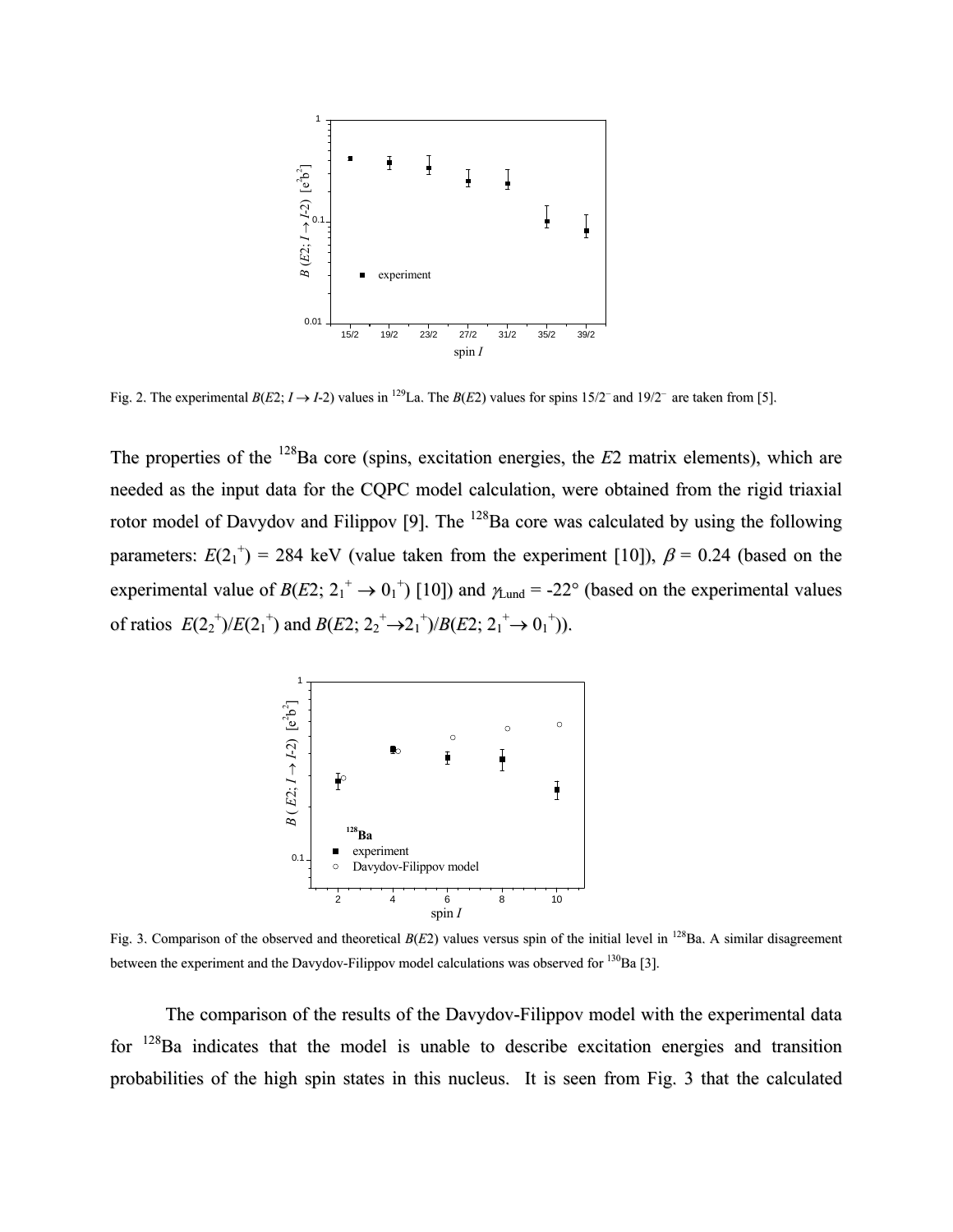Fig. 2. The experimental $B(E2; I \rightarrow I\text{-}2)$ values in $^{129}$La. The $B(E2)$ values for spins $15/2^-$ and $19/2^-$ are taken from [5].

The properties of the $^{128}$Ba core (spins, excitation energies, the $E2$ matrix elements), which are needed as the input data for the CQPC model calculation, were obtained from the rigid triaxial rotor model of Davydov and Filippov [9]. The $^{128}$Ba core was calculated by using the following parameters: $E(2_1^+) = 284$ keV (value taken from the experiment [10]), $\beta = 0.24$ (based on the experimental value of $B(E2; 2_1^+ \rightarrow 0_1^+)$ [10]) and $\gamma_{\text{Lund}} = -22°$ (based on the experimental values of ratios $E(2_2^+)/E(2_1^+)$ and $B(E2; 2_2^+ \rightarrow 2_1^+)/B(E2; 2_1^+ \rightarrow 0_1^+)$).

Fig. 3. Comparison of the observed and theoretical $B(E2)$ values versus spin of the initial level in $^{128}$Ba. A similar disagreement between the experiment and the Davydov-Filippov model calculations was observed for $^{130}$Ba [3].

The comparison of the results of the Davydov-Filippov model with the experimental data for $^{128}$Ba indicates that the model is unable to describe excitation energies and transition probabilities of the high spin states in this nucleus. It is seen from Fig. 3 that the calculated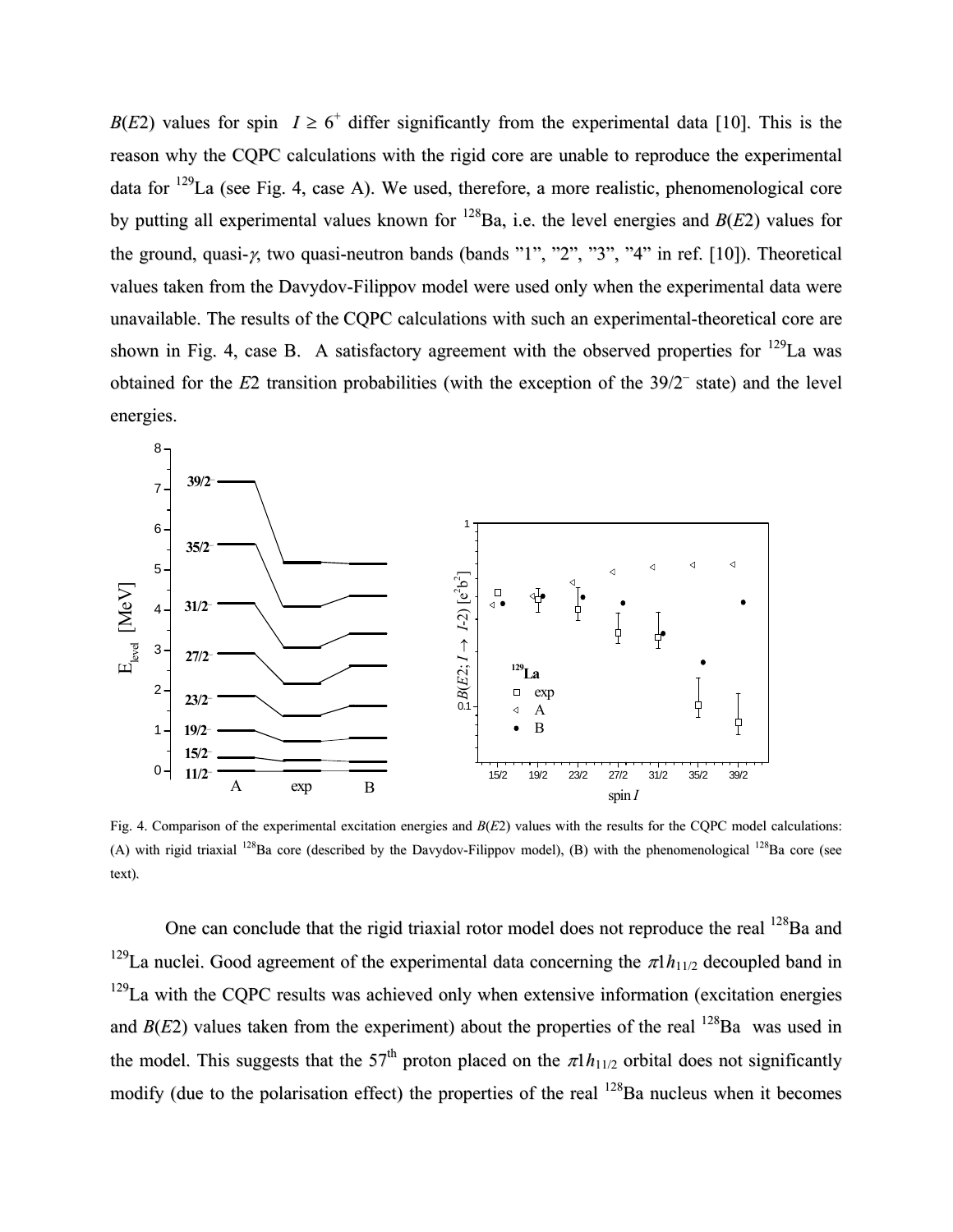$B(E2)$ values for spin $I \geq 6^+$ differ significantly from the experimental data [10]. This is the reason why the CQPC calculations with the rigid core are unable to reproduce the experimental data for $^{129}$La (see Fig. 4, case A). We used, therefore, a more realistic, phenomenological core by putting all experimental values known for $^{128}$Ba, i.e. the level energies and $B(E2)$ values for the ground, quasi-$\gamma$, two quasi-neutron bands (bands "1", "2", "3", "4" in ref. [10]). Theoretical values taken from the Davydov-Filippov model were used only when the experimental data were unavailable. The results of the CQPC calculations with such an experimental-theoretical core are shown in Fig. 4, case B. A satisfactory agreement with the observed properties for $^{129}$La was obtained for the $E2$ transition probabilities (with the exception of the $39/2^-$ state) and the level energies.

Fig. 4. Comparison of the experimental excitation energies and $B(E2)$ values with the results for the CQPC model calculations: (A) with rigid triaxial $^{128}$Ba core (described by the Davydov-Filippov model), (B) with the phenomenological $^{128}$Ba core (see text).

One can conclude that the rigid triaxial rotor model does not reproduce the real $^{128}$Ba and $^{129}$La nuclei. Good agreement of the experimental data concerning the $\pi 1h_{11/2}$ decoupled band in $^{129}$La with the CQPC results was achieved only when extensive information (excitation energies and $B(E2)$ values taken from the experiment) about the properties of the real $^{128}$Ba was used in the model. This suggests that the 57[th] proton placed on the $\pi 1h_{11/2}$ orbital does not significantly modify (due to the polarisation effect) the properties of the real $^{128}$Ba nucleus when it becomes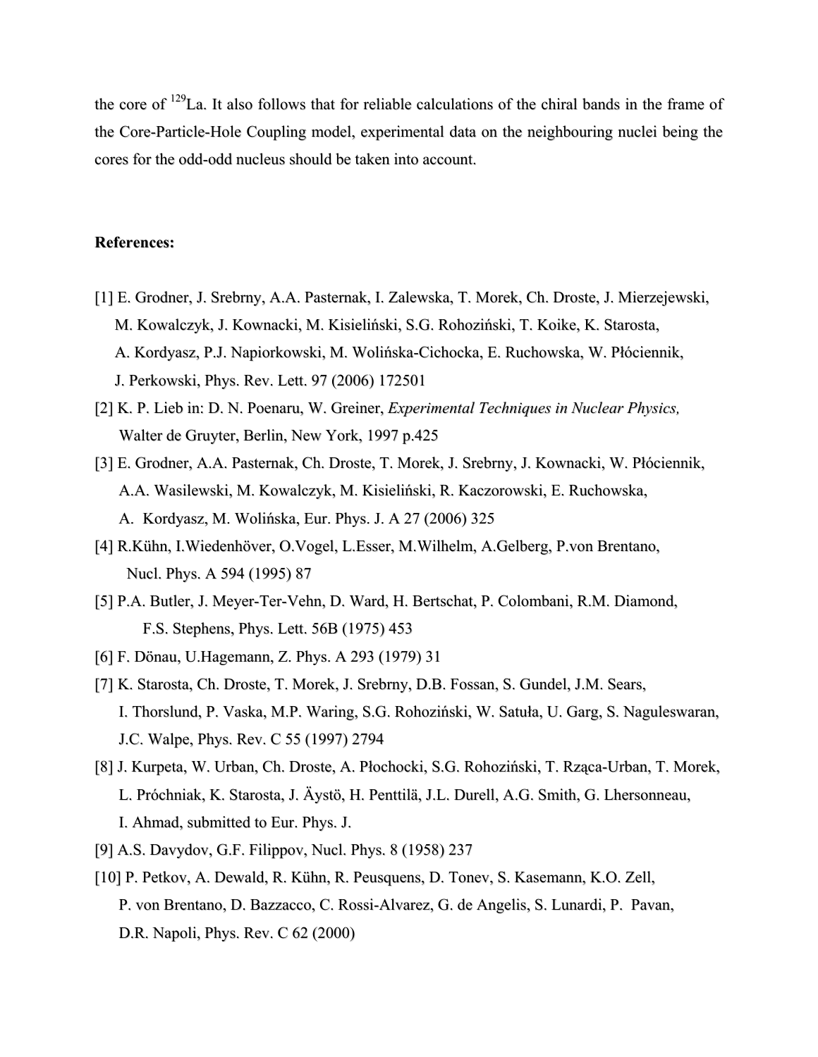the core of $^{129}$La. It also follows that for reliable calculations of the chiral bands in the frame of the Core-Particle-Hole Coupling model, experimental data on the neighbouring nuclei being the cores for the odd-odd nucleus should be taken into account.

**References:**

[1] E. Grodner, J. Srebrny, A.A. Pasternak, I. Zalewska, T. Morek, Ch. Droste, J. Mierzejewski, M. Kowalczyk, J. Kownacki, M. Kisieliński, S.G. Rohoziński, T. Koike, K. Starosta, A. Kordyasz, P.J. Napiorkowski, M. Wolińska-Cichocka, E. Ruchowska, W. Płóciennik, J. Perkowski, Phys. Rev. Lett. 97 (2006) 172501

[2] K. P. Lieb in: D. N. Poenaru, W. Greiner, *Experimental Techniques in Nuclear Physics,* Walter de Gruyter, Berlin, New York, 1997 p.425

[3] E. Grodner, A.A. Pasternak, Ch. Droste, T. Morek, J. Srebrny, J. Kownacki, W. Płóciennik, A.A. Wasilewski, M. Kowalczyk, M. Kisieliński, R. Kaczorowski, E. Ruchowska, A. Kordyasz, M. Wolińska, Eur. Phys. J. A 27 (2006) 325

[4] R.Kühn, I.Wiedenhöver, O.Vogel, L.Esser, M.Wilhelm, A.Gelberg, P.von Brentano, Nucl. Phys. A 594 (1995) 87

[5] P.A. Butler, J. Meyer-Ter-Vehn, D. Ward, H. Bertschat, P. Colombani, R.M. Diamond, F.S. Stephens, Phys. Lett. 56B (1975) 453

[6] F. Dönau, U.Hagemann, Z. Phys. A 293 (1979) 31

[7] K. Starosta, Ch. Droste, T. Morek, J. Srebrny, D.B. Fossan, S. Gundel, J.M. Sears, I. Thorslund, P. Vaska, M.P. Waring, S.G. Rohoziński, W. Satuła, U. Garg, S. Naguleswaran, J.C. Walpe, Phys. Rev. C 55 (1997) 2794

[8] J. Kurpeta, W. Urban, Ch. Droste, A. Płochocki, S.G. Rohoziński, T. Rząca-Urban, T. Morek, L. Próchniak, K. Starosta, J. Äystö, H. Penttilä, J.L. Durell, A.G. Smith, G. Lhersonneau, I. Ahmad, submitted to Eur. Phys. J.

[9] A.S. Davydov, G.F. Filippov, Nucl. Phys. 8 (1958) 237

[10] P. Petkov, A. Dewald, R. Kühn, R. Peusquens, D. Tonev, S. Kasemann, K.O. Zell, P. von Brentano, D. Bazzacco, C. Rossi-Alvarez, G. de Angelis, S. Lunardi, P. Pavan, D.R. Napoli, Phys. Rev. C 62 (2000)